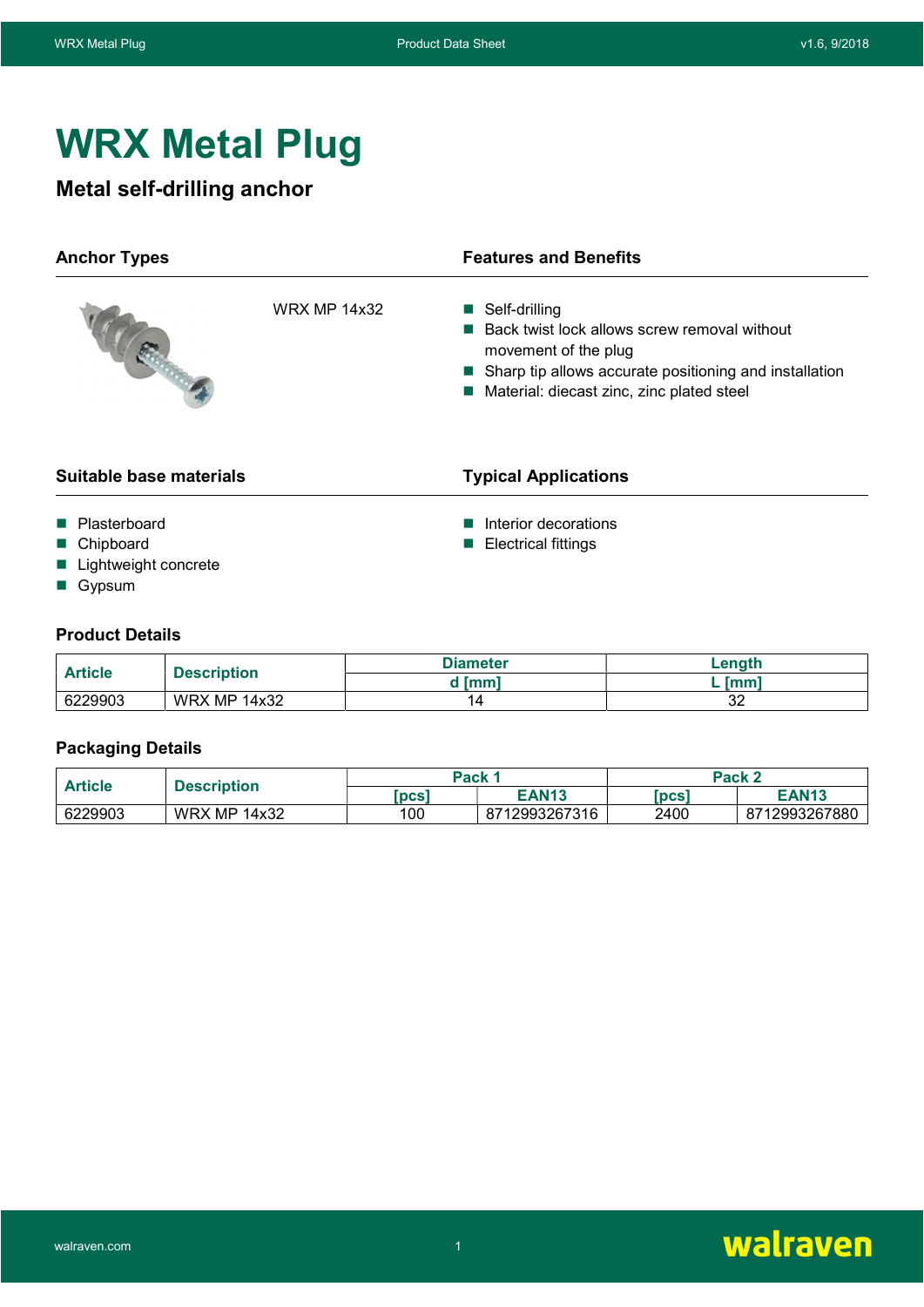# WRX Metal Plug

## Metal self-drilling anchor

### Anchor Types

WRX MP 14x32

### Features and Benefits

- Self-drilling
- Back twist lock allows screw removal without movement of the plug
- Sharp tip allows accurate positioning and installation
- Material: diecast zinc, zinc plated steel

### Suitable base materials

- Plasterboard
- Chipboard
- Lightweight concrete
- Gypsum

### Typical Applications

- Interior decorations
- Electrical fittings

### Product Details

| Article | Description | Diameter d [mm] | Length L [mm] |
|---|---|---|---|
| 6229903 | WRX MP 14x32 | 14 | 32 |

### Packaging Details

| Article | Description | Pack 1 | | Pack 2 | |
|---|---|---|---|---|---|
| | | [pcs] | EAN13 | [pcs] | EAN13 |
| 6229903 | WRX MP 14x32 | 100 | 8712993267316 | 2400 | 8712993267880 |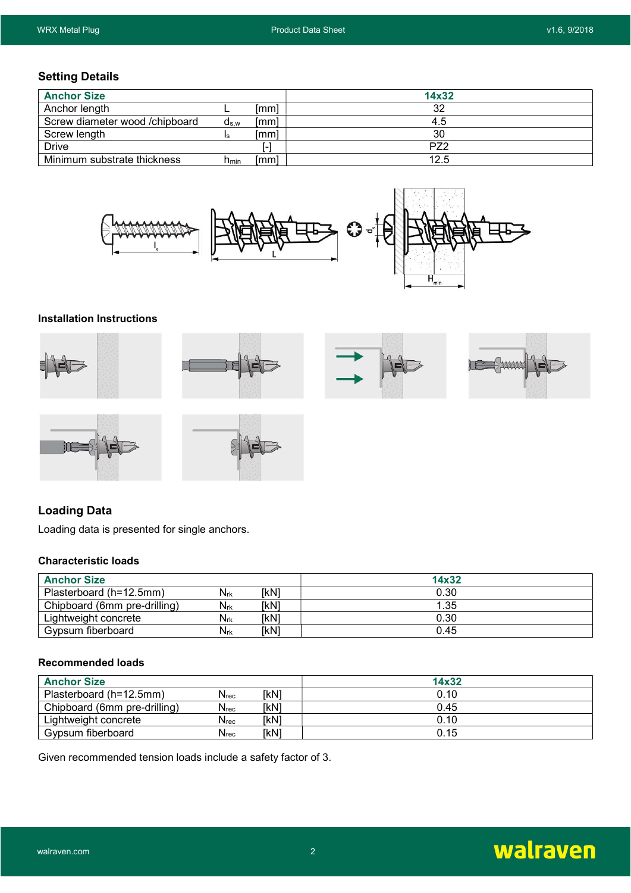## Setting Details

| Anchor Size | | | 14x32 |
|---|---|---|---|
| Anchor length | L | [mm] | 32 |
| Screw diameter wood /chipboard | $d_{s,w}$ | [mm] | 4.5 |
| Screw length | $l_s$ | [mm] | 30 |
| Drive | | [-] | PZ2 |
| Minimum substrate thickness | $h_{min}$ | [mm] | 12.5 |

### Installation Instructions

## Loading Data

Loading data is presented for single anchors.

### Characteristic loads

| Anchor Size | | | 14x32 |
|---|---|---|---|
| Plasterboard (h=12.5mm) | $N_{rk}$ | [kN] | 0.30 |
| Chipboard (6mm pre-drilling) | $N_{rk}$ | [kN] | 1.35 |
| Lightweight concrete | $N_{rk}$ | [kN] | 0.30 |
| Gypsum fiberboard | $N_{rk}$ | [kN] | 0.45 |

### Recommended loads

| Anchor Size | | | 14x32 |
|---|---|---|---|
| Plasterboard (h=12.5mm) | $N_{rec}$ | [kN] | 0.10 |
| Chipboard (6mm pre-drilling) | $N_{rec}$ | [kN] | 0.45 |
| Lightweight concrete | $N_{rec}$ | [kN] | 0.10 |
| Gypsum fiberboard | $N_{rec}$ | [kN] | 0.15 |

Given recommended tension loads include a safety factor of 3.